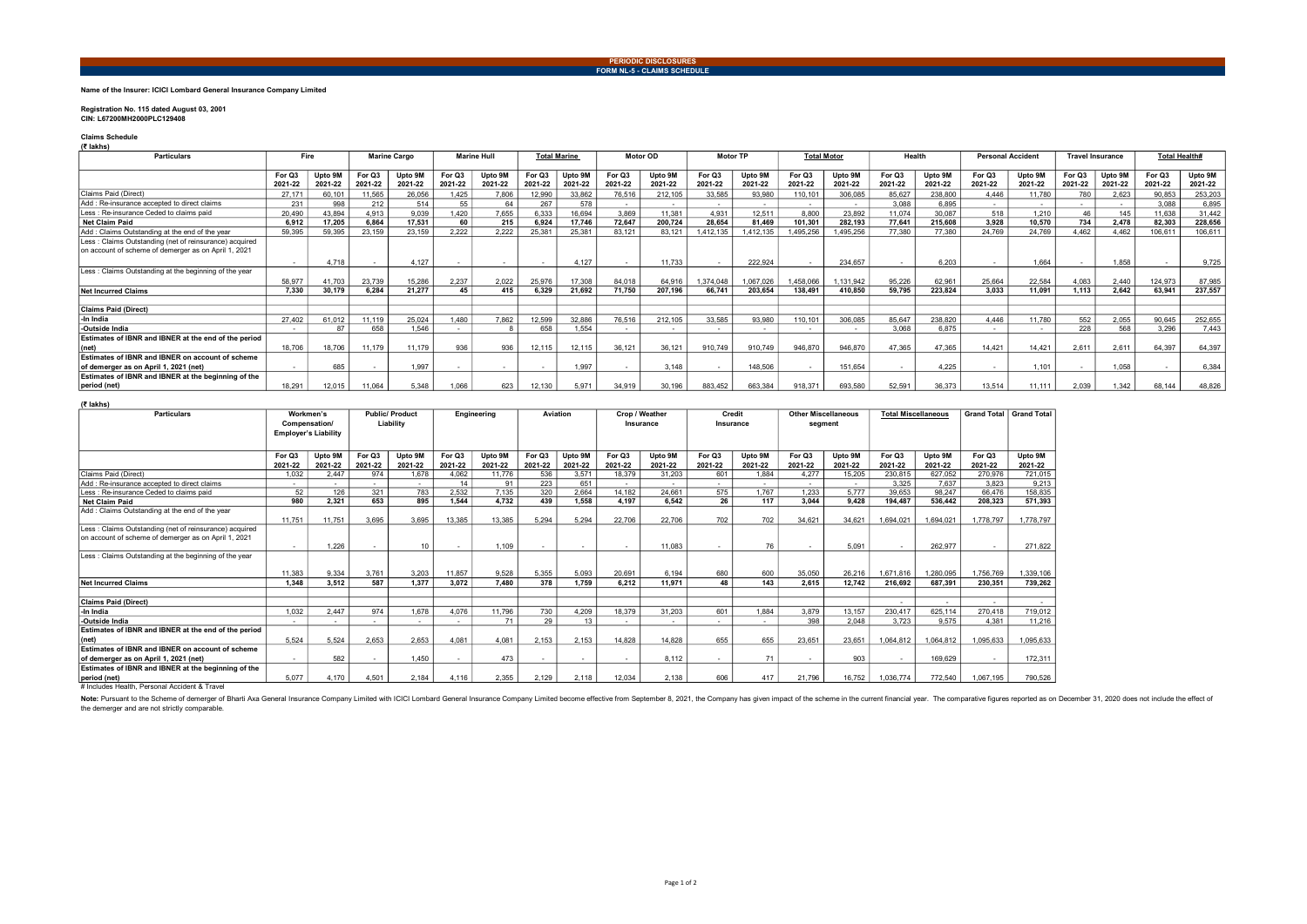**PERIODIC DISCLOSURES**

**FORM NL-5 - CLAIMS SCHEDULE**

**Name of the Insurer: ICICI Lombard General Insurance Company Limited**

**Registration No. 115 dated August 03, 2001**
**CIN: L67200MH2000PLC129408**

**Claims Schedule**
**(₹ lakhs)**

| Particulars | Fire | | Marine Cargo | | Marine Hull | | Total Marine | | Motor OD | | Motor TP | | Total Motor | | Health | | Personal Accident | | Travel Insurance | | Total Health# | |
|---|---|---|---|---|---|---|---|---|---|---|---|---|---|---|---|---|---|---|---|---|---|---|
| | For Q3 2021-22 | Upto 9M 2021-22 | For Q3 2021-22 | Upto 9M 2021-22 | For Q3 2021-22 | Upto 9M 2021-22 | For Q3 2021-22 | Upto 9M 2021-22 | For Q3 2021-22 | Upto 9M 2021-22 | For Q3 2021-22 | Upto 9M 2021-22 | For Q3 2021-22 | Upto 9M 2021-22 | For Q3 2021-22 | Upto 9M 2021-22 | For Q3 2021-22 | Upto 9M 2021-22 | For Q3 2021-22 | Upto 9M 2021-22 | For Q3 2021-22 | Upto 9M 2021-22 |
| Claims Paid (Direct) | 27,171 | 60,101 | 11,565 | 26,056 | 1,425 | 7,806 | 12,990 | 33,862 | 76,516 | 212,105 | 33,585 | 93,980 | 110,101 | 306,085 | 85,627 | 238,800 | 4,446 | 11,780 | 780 | 2,623 | 90,853 | 253,203 |
| Add : Re-insurance accepted to direct claims | 231 | 998 | 212 | 514 | 55 | 64 | 267 | 578 | - | - | - | - | - | - | 3,088 | 6,895 | - | - | - | - | 3,088 | 6,895 |
| Less : Re-insurance Ceded to claims paid | 20,490 | 43,894 | 4,913 | 9,039 | 1,420 | 7,655 | 6,333 | 16,694 | 3,869 | 11,381 | 4,931 | 12,511 | 8,800 | 23,892 | 11,074 | 30,087 | 518 | 1,210 | 46 | 145 | 11,638 | 31,442 |
| **Net Claim Paid** | **6,912** | **17,205** | **6,864** | **17,531** | **60** | **215** | **6,924** | **17,746** | **72,647** | **200,724** | **28,654** | **81,469** | **101,301** | **282,193** | **77,641** | **215,608** | **3,928** | **10,570** | **734** | **2,478** | **82,303** | **228,656** |
| Add : Claims Outstanding at the end of the year | 59,395 | 59,395 | 23,159 | 23,159 | 2,222 | 2,222 | 25,381 | 25,381 | 83,121 | 83,121 | 1,412,135 | 1,412,135 | 1,495,256 | 1,495,256 | 77,380 | 77,380 | 24,769 | 24,769 | 4,462 | 4,462 | 106,611 | 106,611 |
| Less : Claims Outstanding (net of reinsurance) acquired on account of scheme of demerger as on April 1, 2021 | - | 4,718 | - | 4,127 | - | - | - | 4,127 | - | 11,733 | - | 222,924 | - | 234,657 | - | 6,203 | - | 1,664 | - | 1,858 | - | 9,725 |
| Less : Claims Outstanding at the beginning of the year | 58,977 | 41,703 | 23,739 | 15,286 | 2,237 | 2,022 | 25,976 | 17,308 | 84,018 | 64,916 | 1,374,048 | 1,067,026 | 1,458,066 | 1,131,942 | 95,226 | 62,961 | 25,664 | 22,584 | 4,083 | 2,440 | 124,973 | 87,985 |
| **Net Incurred Claims** | **7,330** | **30,179** | **6,284** | **21,277** | **45** | **415** | **6,329** | **21,692** | **71,750** | **207,196** | **66,741** | **203,654** | **138,491** | **410,850** | **59,795** | **223,824** | **3,033** | **11,091** | **1,113** | **2,642** | **63,941** | **237,557** |
| | | | | | | | | | | | | | | | | | | | | | | |
| **Claims Paid (Direct)** | | | | | | | | | | | | | | | | | | | | | | |
| -In India | 27,402 | 61,012 | 11,119 | 25,024 | 1,480 | 7,862 | 12,599 | 32,886 | 76,516 | 212,105 | 33,585 | 93,980 | 110,101 | 306,085 | 85,647 | 238,820 | 4,446 | 11,780 | 552 | 2,055 | 90,645 | 252,655 |
| -Outside India | - | 87 | 658 | 1,546 | - | 8 | 658 | 1,554 | - | - | - | - | - | - | 3,068 | 6,875 | - | - | 228 | 568 | 3,296 | 7,443 |
| **Estimates of IBNR and IBNER at the end of the period (net)** | 18,706 | 18,706 | 11,179 | 11,179 | 936 | 936 | 12,115 | 12,115 | 36,121 | 36,121 | 910,749 | 910,749 | 946,870 | 946,870 | 47,365 | 47,365 | 14,421 | 14,421 | 2,611 | 2,611 | 64,397 | 64,397 |
| **Estimates of IBNR and IBNER on account of scheme of demerger as on April 1, 2021 (net)** | - | 685 | - | 1,997 | - | - | - | 1,997 | - | 3,148 | - | 148,506 | - | 151,654 | - | 4,225 | - | 1,101 | - | 1,058 | - | 6,384 |
| **Estimates of IBNR and IBNER at the beginning of the period (net)** | 18,291 | 12,015 | 11,064 | 5,348 | 1,066 | 623 | 12,130 | 5,971 | 34,919 | 30,196 | 883,452 | 663,384 | 918,371 | 693,580 | 52,591 | 36,373 | 13,514 | 11,111 | 2,039 | 1,342 | 68,144 | 48,826 |

**(₹ lakhs)**

| Particulars | Workmen's Compensation/ Employer's Liability | | Public/ Product Liability | | Engineering | | Aviation | | Crop / Weather Insurance | | Credit Insurance | | Other Miscellaneous segment | | Total Miscellaneous | | Grand Total | Grand Total |
|---|---|---|---|---|---|---|---|---|---|---|---|---|---|---|---|---|---|---|
| | For Q3 2021-22 | Upto 9M 2021-22 | For Q3 2021-22 | Upto 9M 2021-22 | For Q3 2021-22 | Upto 9M 2021-22 | For Q3 2021-22 | Upto 9M 2021-22 | For Q3 2021-22 | Upto 9M 2021-22 | For Q3 2021-22 | Upto 9M 2021-22 | For Q3 2021-22 | Upto 9M 2021-22 | For Q3 2021-22 | Upto 9M 2021-22 | For Q3 2021-22 | Upto 9M 2021-22 |
| Claims Paid (Direct) | 1,032 | 2,447 | 974 | 1,678 | 4,062 | 11,776 | 536 | 3,571 | 18,379 | 31,203 | 601 | 1,884 | 4,277 | 15,205 | 230,815 | 627,052 | 270,976 | 721,015 |
| Add : Re-insurance accepted to direct claims | - | - | - | - | 14 | 91 | 223 | 651 | - | - | - | - | - | - | 3,325 | 7,637 | 3,823 | 9,213 |
| Less : Re-insurance Ceded to claims paid | 52 | 126 | 321 | 783 | 2,532 | 7,135 | 320 | 2,664 | 14,182 | 24,661 | 575 | 1,767 | 1,233 | 5,777 | 39,653 | 98,247 | 66,476 | 158,835 |
| **Net Claim Paid** | **980** | **2,321** | **653** | **895** | **1,544** | **4,732** | **439** | **1,558** | **4,197** | **6,542** | **26** | **117** | **3,044** | **9,428** | **194,487** | **536,442** | **208,323** | **571,393** |
| Add : Claims Outstanding at the end of the year | 11,751 | 11,751 | 3,695 | 3,695 | 13,385 | 13,385 | 5,294 | 5,294 | 22,706 | 22,706 | 702 | 702 | 34,621 | 34,621 | 1,694,021 | 1,694,021 | 1,778,797 | 1,778,797 |
| Less : Claims Outstanding (net of reinsurance) acquired on account of scheme of demerger as on April 1, 2021 | - | 1,226 | - | 10 | - | 1,109 | - | - | - | 11,083 | - | 76 | - | 5,091 | - | 262,977 | - | 271,822 |
| Less : Claims Outstanding at the beginning of the year | 11,383 | 9,334 | 3,761 | 3,203 | 11,857 | 9,528 | 5,355 | 5,093 | 20,691 | 6,194 | 680 | 600 | 35,050 | 26,216 | 1,671,816 | 1,280,095 | 1,756,769 | 1,339,106 |
| **Net Incurred Claims** | **1,348** | **3,512** | **587** | **1,377** | **3,072** | **7,480** | **378** | **1,759** | **6,212** | **11,971** | **48** | **143** | **2,615** | **12,742** | **216,692** | **687,391** | **230,351** | **739,262** |
| | | | | | | | | | | | | | | | | | | |
| **Claims Paid (Direct)** | | | | | | | | | | | | | | | - | - | - | - |
| -In India | 1,032 | 2,447 | 974 | 1,678 | 4,076 | 11,796 | 730 | 4,209 | 18,379 | 31,203 | 601 | 1,884 | 3,879 | 13,157 | 230,417 | 625,114 | 270,418 | 719,012 |
| -Outside India | - | - | - | - | - | 71 | 29 | 13 | - | - | - | - | 398 | 2,048 | 3,723 | 9,575 | 4,381 | 11,216 |
| **Estimates of IBNR and IBNER at the end of the period (net)** | 5,524 | 5,524 | 2,653 | 2,653 | 4,081 | 4,081 | 2,153 | 2,153 | 14,828 | 14,828 | 655 | 655 | 23,651 | 23,651 | 1,064,812 | 1,064,812 | 1,095,633 | 1,095,633 |
| **Estimates of IBNR and IBNER on account of scheme of demerger as on April 1, 2021 (net)** | - | 582 | - | 1,450 | - | 473 | - | - | - | 8,112 | - | 71 | - | 903 | - | 169,629 | - | 172,311 |
| **Estimates of IBNR and IBNER at the beginning of the period (net)** | 5,077 | 4,170 | 4,501 | 2,184 | 4,116 | 2,355 | 2,129 | 2,118 | 12,034 | 2,138 | 606 | 417 | 21,796 | 16,752 | 1,036,774 | 772,540 | 1,067,195 | 790,526 |

# Includes Health, Personal Accident & Travel

Note: Pursuant to the Scheme of demerger of Bharti Axa General Insurance Company Limited with ICICI Lombard General Insurance Company Limited become effective from September 8, 2021, the Company has given impact of the scheme in the current financial year. The comparative figures reported as on December 31, 2020 does not include the effect of the demerger and are not strictly comparable.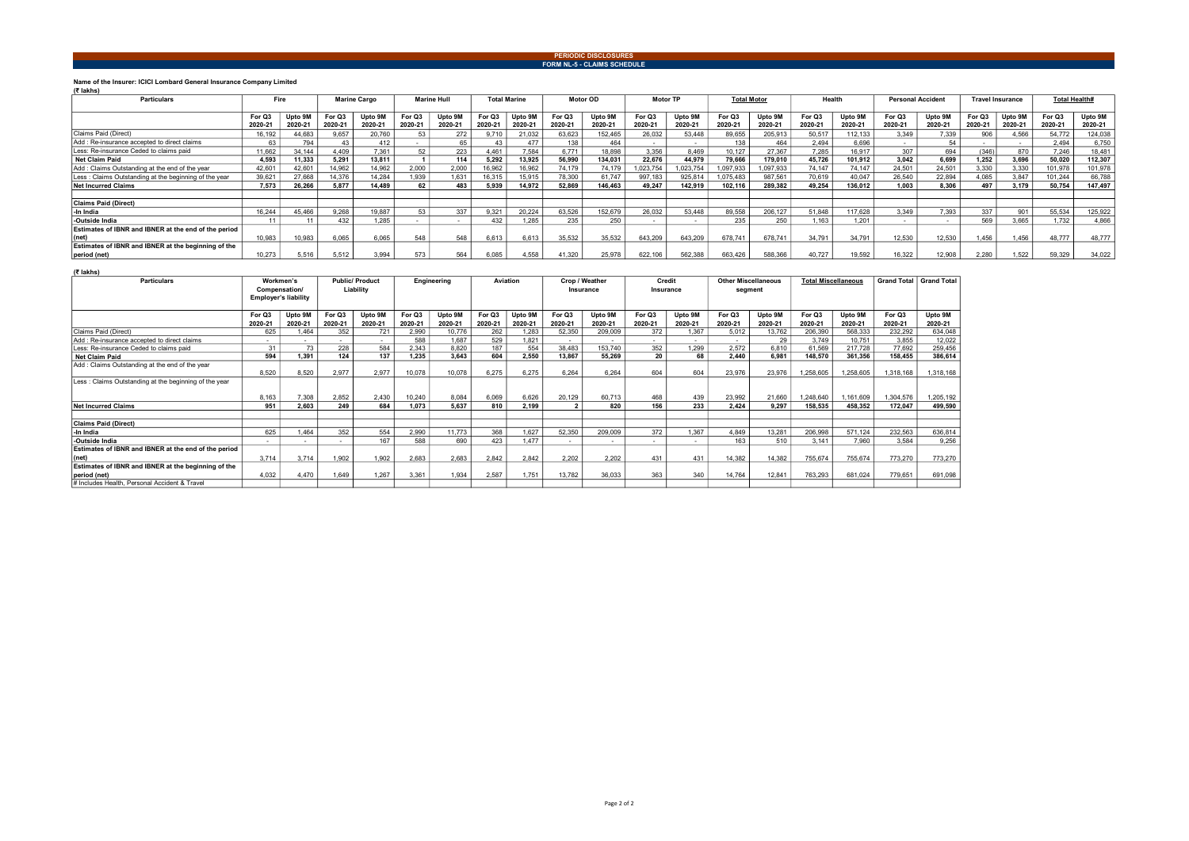PERIODIC DISCLOSURES

FORM NL-5 - CLAIMS SCHEDULE

**Name of the Insurer: ICICI Lombard General Insurance Company Limited**

(₹ lakhs)

| Particulars | Fire | | Marine Cargo | | Marine Hull | | Total Marine | | Motor OD | | Motor TP | | Total Motor | | Health | | Personal Accident | | Travel Insurance | | Total Health# | |
|---|---|---|---|---|---|---|---|---|---|---|---|---|---|---|---|---|---|---|---|---|---|---|
| | For Q3 2020-21 | Upto 9M 2020-21 | For Q3 2020-21 | Upto 9M 2020-21 | For Q3 2020-21 | Upto 9M 2020-21 | For Q3 2020-21 | Upto 9M 2020-21 | For Q3 2020-21 | Upto 9M 2020-21 | For Q3 2020-21 | Upto 9M 2020-21 | For Q3 2020-21 | Upto 9M 2020-21 | For Q3 2020-21 | Upto 9M 2020-21 | For Q3 2020-21 | Upto 9M 2020-21 | For Q3 2020-21 | Upto 9M 2020-21 | For Q3 2020-21 | Upto 9M 2020-21 |
| Claims Paid (Direct) | 16,192 | 44,683 | 9,657 | 20,760 | 53 | 272 | 9,710 | 21,032 | 63,623 | 152,465 | 26,032 | 53,448 | 89,655 | 205,913 | 50,517 | 112,133 | 3,349 | 7,339 | 906 | 4,566 | 54,772 | 124,038 |
| Add : Re-insurance accepted to direct claims | 63 | 794 | 43 | 412 | - | 65 | 43 | 477 | 138 | 464 | - | - | 138 | 464 | 2,494 | 6,696 | - | 54 | - | - | 2,494 | 6,750 |
| Less: Re-insurance Ceded to claims paid | 11,662 | 34,144 | 4,409 | 7,361 | 52 | 223 | 4,461 | 7,584 | 6,771 | 18,898 | 3,356 | 8,469 | 10,127 | 27,367 | 7,285 | 16,917 | 307 | 694 | (346) | 870 | 7,246 | 18,481 |
| **Net Claim Paid** | **4,593** | **11,333** | **5,291** | **13,811** | **1** | **114** | **5,292** | **13,925** | **56,990** | **134,031** | **22,676** | **44,979** | **79,666** | **179,010** | **45,726** | **101,912** | **3,042** | **6,699** | **1,252** | **3,696** | **50,020** | **112,307** |
| Add : Claims Outstanding at the end of the year | 42,601 | 42,601 | 14,962 | 14,962 | 2,000 | 2,000 | 16,962 | 16,962 | 74,179 | 74,179 | 1,023,754 | 1,023,754 | 1,097,933 | 1,097,933 | 74,147 | 74,147 | 24,501 | 24,501 | 3,330 | 3,330 | 101,978 | 101,978 |
| Less : Claims Outstanding at the beginning of the year | 39,621 | 27,668 | 14,376 | 14,284 | 1,939 | 1,631 | 16,315 | 15,915 | 78,300 | 61,747 | 997,183 | 925,814 | 1,075,483 | 987,561 | 70,619 | 40,047 | 26,540 | 22,894 | 4,085 | 3,847 | 101,244 | 66,788 |
| **Net Incurred Claims** | **7,573** | **26,266** | **5,877** | **14,489** | **62** | **483** | **5,939** | **14,972** | **52,869** | **146,463** | **49,247** | **142,919** | **102,116** | **289,382** | **49,254** | **136,012** | **1,003** | **8,306** | **497** | **3,179** | **50,754** | **147,497** |
| | | | | | | | | | | | | | | | | | | | | | | |
| **Claims Paid (Direct)** | | | | | | | | | | | | | | | | | | | | | | |
| **-In India** | 16,244 | 45,466 | 9,268 | 19,887 | 53 | 337 | 9,321 | 20,224 | 63,526 | 152,679 | 26,032 | 53,448 | 89,558 | 206,127 | 51,848 | 117,628 | 3,349 | 7,393 | 337 | 901 | 55,534 | 125,922 |
| **-Outside India** | 11 | 11 | 432 | 1,285 | - | - | 432 | 1,285 | 235 | 250 | - | - | 235 | 250 | 1,163 | 1,201 | - | - | 569 | 3,665 | 1,732 | 4,866 |
| **Estimates of IBNR and IBNER at the end of the period (net)** | 10,983 | 10,983 | 6,065 | 6,065 | 548 | 548 | 6,613 | 6,613 | 35,532 | 35,532 | 643,209 | 643,209 | 678,741 | 678,741 | 34,791 | 34,791 | 12,530 | 12,530 | 1,456 | 1,456 | 48,777 | 48,777 |
| **Estimates of IBNR and IBNER at the beginning of the period (net)** | 10,273 | 5,516 | 5,512 | 3,994 | 573 | 564 | 6,085 | 4,558 | 41,320 | 25,978 | 622,106 | 562,388 | 663,426 | 588,366 | 40,727 | 19,592 | 16,322 | 12,908 | 2,280 | 1,522 | 59,329 | 34,022 |

(₹ lakhs)

| Particulars | Workmen's Compensation/ Employer's liability | | Public/ Product Liability | | Engineering | | Aviation | | Crop / Weather Insurance | | Credit Insurance | | Other Miscellaneous segment | | Total Miscellaneous | | Grand Total | Grand Total |
|---|---|---|---|---|---|---|---|---|---|---|---|---|---|---|---|---|---|---|
| | For Q3 2020-21 | Upto 9M 2020-21 | For Q3 2020-21 | Upto 9M 2020-21 | For Q3 2020-21 | Upto 9M 2020-21 | For Q3 2020-21 | Upto 9M 2020-21 | For Q3 2020-21 | Upto 9M 2020-21 | For Q3 2020-21 | Upto 9M 2020-21 | For Q3 2020-21 | Upto 9M 2020-21 | For Q3 2020-21 | Upto 9M 2020-21 | For Q3 2020-21 | Upto 9M 2020-21 |
| Claims Paid (Direct) | 625 | 1,464 | 352 | 721 | 2,990 | 10,776 | 262 | 1,283 | 52,350 | 209,009 | 372 | 1,367 | 5,012 | 13,762 | 206,390 | 568,333 | 232,292 | 634,048 |
| Add : Re-insurance accepted to direct claims | - | - | - | - | 588 | 1,687 | 529 | 1,821 | - | - | - | - | - | 29 | 3,749 | 10,751 | 3,855 | 12,022 |
| Less: Re-insurance Ceded to claims paid | 31 | 73 | 228 | 584 | 2,343 | 8,820 | 187 | 554 | 38,483 | 153,740 | 352 | 1,299 | 2,572 | 6,810 | 61,569 | 217,728 | 77,692 | 259,456 |
| **Net Claim Paid** | **594** | **1,391** | **124** | **137** | **1,235** | **3,643** | **604** | **2,550** | **13,867** | **55,269** | **20** | **68** | **2,440** | **6,981** | **148,570** | **361,356** | **158,455** | **386,614** |
| Add : Claims Outstanding at the end of the year | 8,520 | 8,520 | 2,977 | 2,977 | 10,078 | 10,078 | 6,275 | 6,275 | 6,264 | 6,264 | 604 | 604 | 23,976 | 23,976 | 1,258,605 | 1,258,605 | 1,318,168 | 1,318,168 |
| Less : Claims Outstanding at the beginning of the year | 8,163 | 7,308 | 2,852 | 2,430 | 10,240 | 8,084 | 6,069 | 6,626 | 20,129 | 60,713 | 468 | 439 | 23,992 | 21,660 | 1,248,640 | 1,161,609 | 1,304,576 | 1,205,192 |
| **Net Incurred Claims** | **951** | **2,603** | **249** | **684** | **1,073** | **5,637** | **810** | **2,199** | **2** | **820** | **156** | **233** | **2,424** | **9,297** | **158,535** | **458,352** | **172,047** | **499,590** |
| | | | | | | | | | | | | | | | | | | |
| **Claims Paid (Direct)** | | | | | | | | | | | | | | | | | | |
| **-In India** | 625 | 1,464 | 352 | 554 | 2,990 | 11,773 | 368 | 1,627 | 52,350 | 209,009 | 372 | 1,367 | 4,849 | 13,281 | 206,998 | 571,124 | 232,563 | 636,814 |
| **-Outside India** | - | - | - | 167 | 588 | 690 | 423 | 1,477 | - | - | - | - | 163 | 510 | 3,141 | 7,960 | 3,584 | 9,256 |
| **Estimates of IBNR and IBNER at the end of the period (net)** | 3,714 | 3,714 | 1,902 | 1,902 | 2,683 | 2,683 | 2,842 | 2,842 | 2,202 | 2,202 | 431 | 431 | 14,382 | 14,382 | 755,674 | 755,674 | 773,270 | 773,270 |
| **Estimates of IBNR and IBNER at the beginning of the period (net)** | 4,032 | 4,470 | 1,649 | 1,267 | 3,361 | 1,934 | 2,587 | 1,751 | 13,782 | 36,033 | 363 | 340 | 14,764 | 12,841 | 763,293 | 681,024 | 779,651 | 691,098 |
| # Includes Health, Personal Accident & Travel | | | | | | | | | | | | | | | | | | |